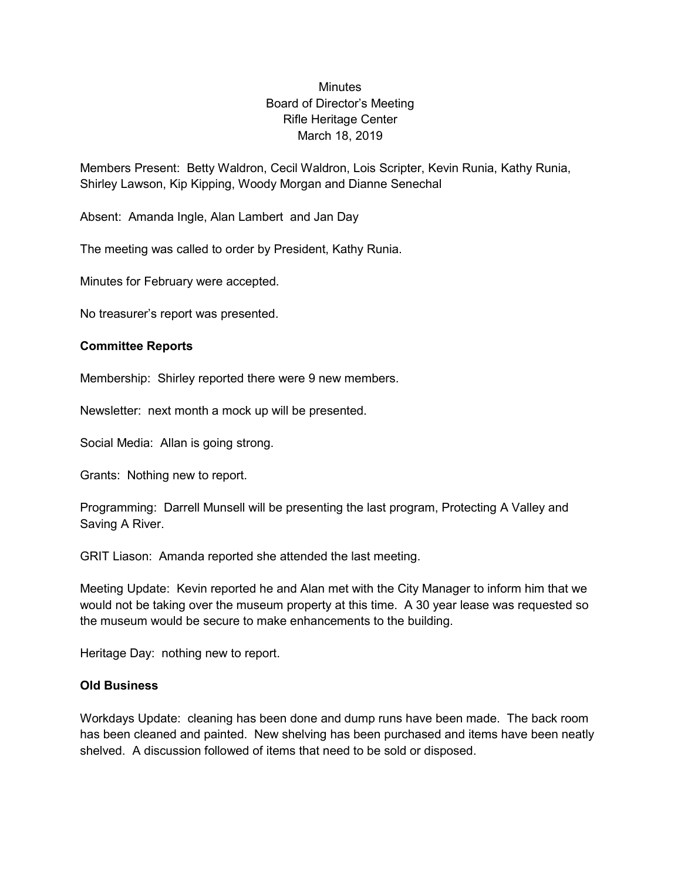Minutes
Board of Director's Meeting
Rifle Heritage Center
March 18, 2019

Members Present: Betty Waldron, Cecil Waldron, Lois Scripter, Kevin Runia, Kathy Runia, Shirley Lawson, Kip Kipping, Woody Morgan and Dianne Senechal

Absent: Amanda Ingle, Alan Lambert and Jan Day

The meeting was called to order by President, Kathy Runia.

Minutes for February were accepted.

No treasurer's report was presented.

**Committee Reports**

Membership: Shirley reported there were 9 new members.

Newsletter: next month a mock up will be presented.

Social Media: Allan is going strong.

Grants: Nothing new to report.

Programming: Darrell Munsell will be presenting the last program, Protecting A Valley and Saving A River.

GRIT Liason: Amanda reported she attended the last meeting.

Meeting Update: Kevin reported he and Alan met with the City Manager to inform him that we would not be taking over the museum property at this time. A 30 year lease was requested so the museum would be secure to make enhancements to the building.

Heritage Day: nothing new to report.

**Old Business**

Workdays Update: cleaning has been done and dump runs have been made. The back room has been cleaned and painted. New shelving has been purchased and items have been neatly shelved. A discussion followed of items that need to be sold or disposed.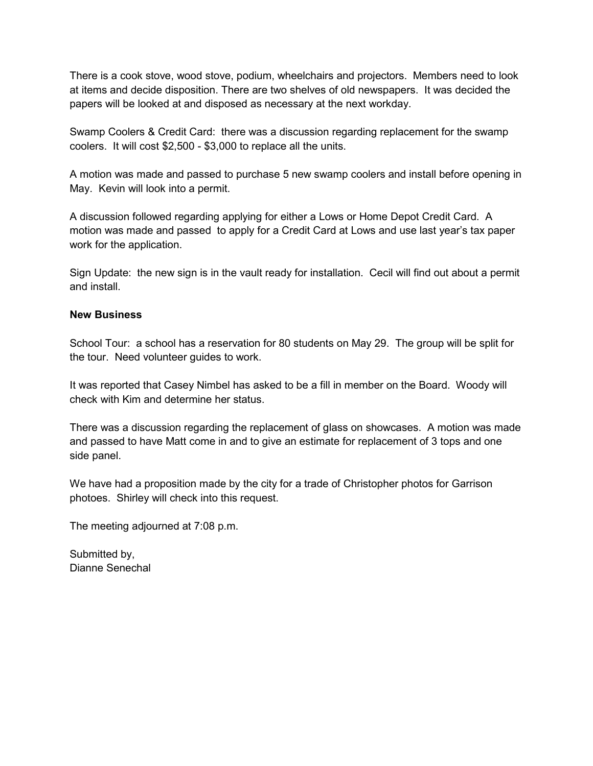There is a cook stove, wood stove, podium, wheelchairs and projectors. Members need to look at items and decide disposition. There are two shelves of old newspapers. It was decided the papers will be looked at and disposed as necessary at the next workday.

Swamp Coolers & Credit Card: there was a discussion regarding replacement for the swamp coolers. It will cost $2,500 - $3,000 to replace all the units.

A motion was made and passed to purchase 5 new swamp coolers and install before opening in May. Kevin will look into a permit.

A discussion followed regarding applying for either a Lows or Home Depot Credit Card. A motion was made and passed to apply for a Credit Card at Lows and use last year's tax paper work for the application.

Sign Update: the new sign is in the vault ready for installation. Cecil will find out about a permit and install.

**New Business**

School Tour: a school has a reservation for 80 students on May 29. The group will be split for the tour. Need volunteer guides to work.

It was reported that Casey Nimbel has asked to be a fill in member on the Board. Woody will check with Kim and determine her status.

There was a discussion regarding the replacement of glass on showcases. A motion was made and passed to have Matt come in and to give an estimate for replacement of 3 tops and one side panel.

We have had a proposition made by the city for a trade of Christopher photos for Garrison photoes. Shirley will check into this request.

The meeting adjourned at 7:08 p.m.

Submitted by,
Dianne Senechal